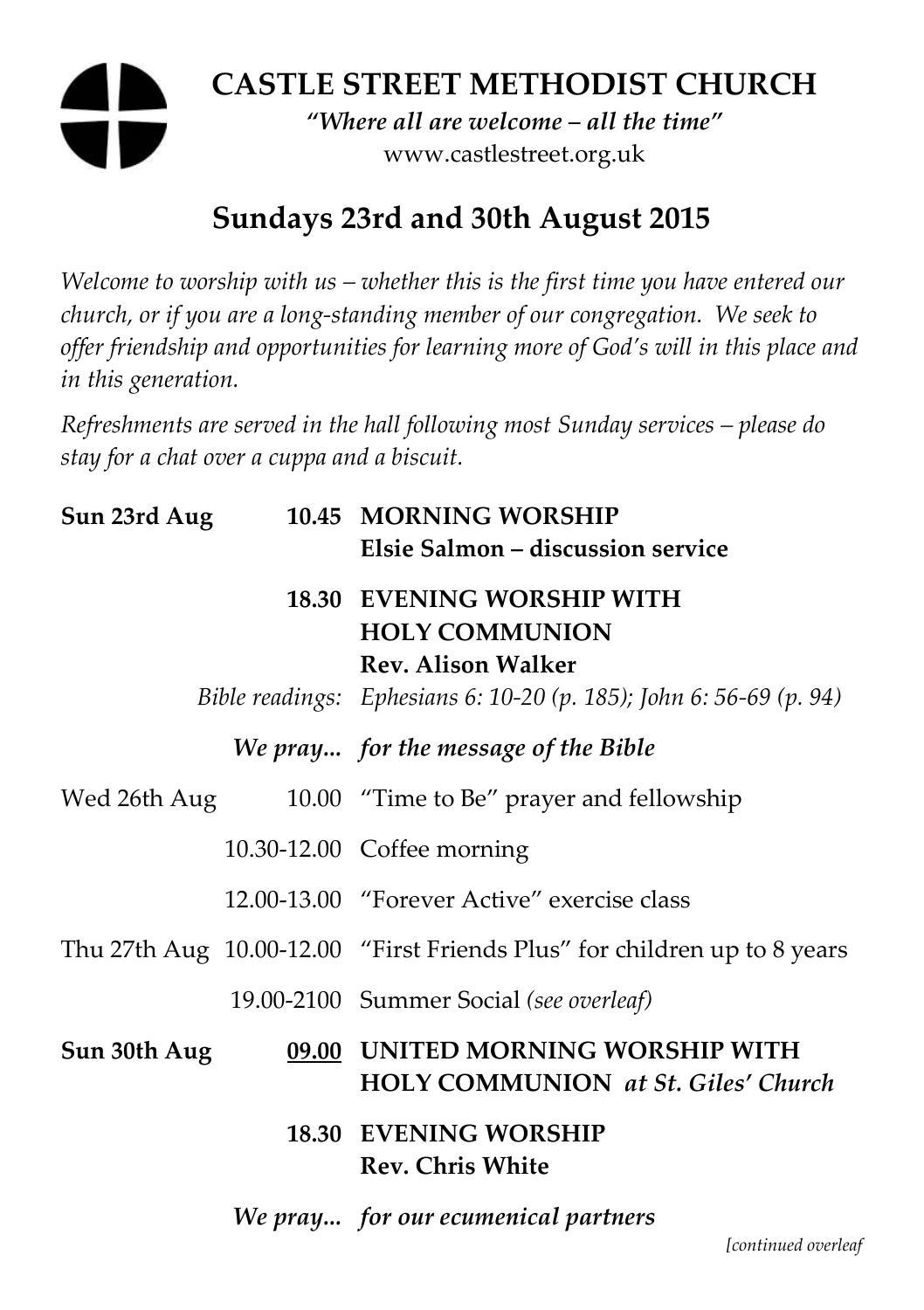# CASTLE STREET METHODIST CHURCH

***"Where all are welcome – all the time"***

www.castlestreet.org.uk

## Sundays 23rd and 30th August 2015

*Welcome to worship with us – whether this is the first time you have entered our church, or if you are a long-standing member of our congregation. We seek to offer friendship and opportunities for learning more of God's will in this place and in this generation.*

*Refreshments are served in the hall following most Sunday services – please do stay for a chat over a cuppa and a biscuit.*

| | | |
|---|---|---|
| **Sun 23rd Aug** | **10.45** | **MORNING WORSHIP**<br>**Elsie Salmon – discussion service** |
| | **18.30** | **EVENING WORSHIP WITH HOLY COMMUNION**<br>**Rev. Alison Walker** |
| | *Bible readings:* | *Ephesians 6: 10-20 (p. 185); John 6: 56-69 (p. 94)* |
| | ***We pray...*** | ***for the message of the Bible*** |
| Wed 26th Aug | 10.00 | "Time to Be" prayer and fellowship |
| | 10.30-12.00 | Coffee morning |
| | 12.00-13.00 | "Forever Active" exercise class |
| Thu 27th Aug | 10.00-12.00 | "First Friends Plus" for children up to 8 years |
| | 19.00-2100 | Summer Social *(see overleaf)* |
| **Sun 30th Aug** | **<u>09.00</u>** | **UNITED MORNING WORSHIP WITH HOLY COMMUNION** ***at St. Giles' Church*** |
| | **18.30** | **EVENING WORSHIP**<br>**Rev. Chris White** |
| | ***We pray...*** | ***for our ecumenical partners*** |

*[continued overleaf*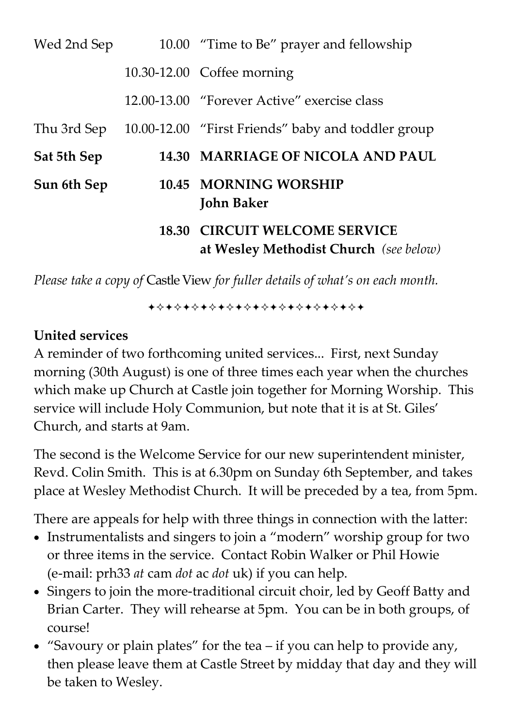| | | |
|---|---|---|
| Wed 2nd Sep | 10.00 | "Time to Be" prayer and fellowship |
| | 10.30-12.00 | Coffee morning |
| | 12.00-13.00 | "Forever Active" exercise class |
| Thu 3rd Sep | 10.00-12.00 | "First Friends" baby and toddler group |
| **Sat 5th Sep** | **14.30** | **MARRIAGE OF NICOLA AND PAUL** |
| **Sun 6th Sep** | **10.45** | **MORNING WORSHIP**<br>**John Baker** |
| | **18.30** | **CIRCUIT WELCOME SERVICE**<br>**at Wesley Methodist Church** *(see below)* |

*Please take a copy of* Castle View *for fuller details of what's on each month.*

✦✧✦✧✦✧✦✧✦✧✦✧✦✧✦✧✦✧✦✧✦✧✦✧✦

**United services**

A reminder of two forthcoming united services... First, next Sunday morning (30th August) is one of three times each year when the churches which make up Church at Castle join together for Morning Worship. This service will include Holy Communion, but note that it is at St. Giles' Church, and starts at 9am.

The second is the Welcome Service for our new superintendent minister, Revd. Colin Smith. This is at 6.30pm on Sunday 6th September, and takes place at Wesley Methodist Church. It will be preceded by a tea, from 5pm.

There are appeals for help with three things in connection with the latter:

- Instrumentalists and singers to join a "modern" worship group for two or three items in the service. Contact Robin Walker or Phil Howie (e-mail: prh33 *at* cam *dot* ac *dot* uk) if you can help.
- Singers to join the more-traditional circuit choir, led by Geoff Batty and Brian Carter. They will rehearse at 5pm. You can be in both groups, of course!
- "Savoury or plain plates" for the tea – if you can help to provide any, then please leave them at Castle Street by midday that day and they will be taken to Wesley.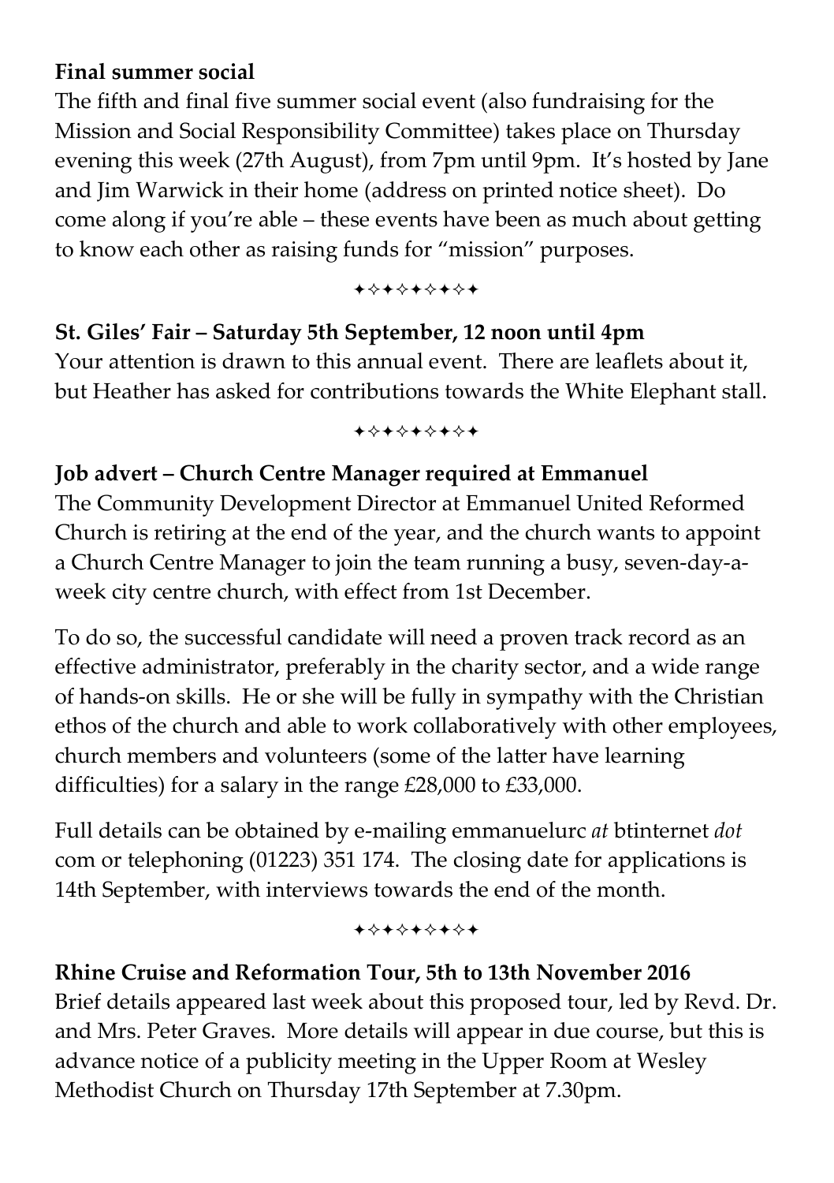**Final summer social**

The fifth and final five summer social event (also fundraising for the Mission and Social Responsibility Committee) takes place on Thursday evening this week (27th August), from 7pm until 9pm. It's hosted by Jane and Jim Warwick in their home (address on printed notice sheet). Do come along if you're able – these events have been as much about getting to know each other as raising funds for "mission" purposes.

✦✧✦✧✦✧✦✧✦

**St. Giles' Fair – Saturday 5th September, 12 noon until 4pm**

Your attention is drawn to this annual event. There are leaflets about it, but Heather has asked for contributions towards the White Elephant stall.

✦✧✦✧✦✧✦✧✦

**Job advert – Church Centre Manager required at Emmanuel**

The Community Development Director at Emmanuel United Reformed Church is retiring at the end of the year, and the church wants to appoint a Church Centre Manager to join the team running a busy, seven-day-a-week city centre church, with effect from 1st December.

To do so, the successful candidate will need a proven track record as an effective administrator, preferably in the charity sector, and a wide range of hands-on skills. He or she will be fully in sympathy with the Christian ethos of the church and able to work collaboratively with other employees, church members and volunteers (some of the latter have learning difficulties) for a salary in the range £28,000 to £33,000.

Full details can be obtained by e-mailing emmanuelurc *at* btinternet *dot* com or telephoning (01223) 351 174. The closing date for applications is 14th September, with interviews towards the end of the month.

✦✧✦✧✦✧✦✧✦

**Rhine Cruise and Reformation Tour, 5th to 13th November 2016**

Brief details appeared last week about this proposed tour, led by Revd. Dr. and Mrs. Peter Graves. More details will appear in due course, but this is advance notice of a publicity meeting in the Upper Room at Wesley Methodist Church on Thursday 17th September at 7.30pm.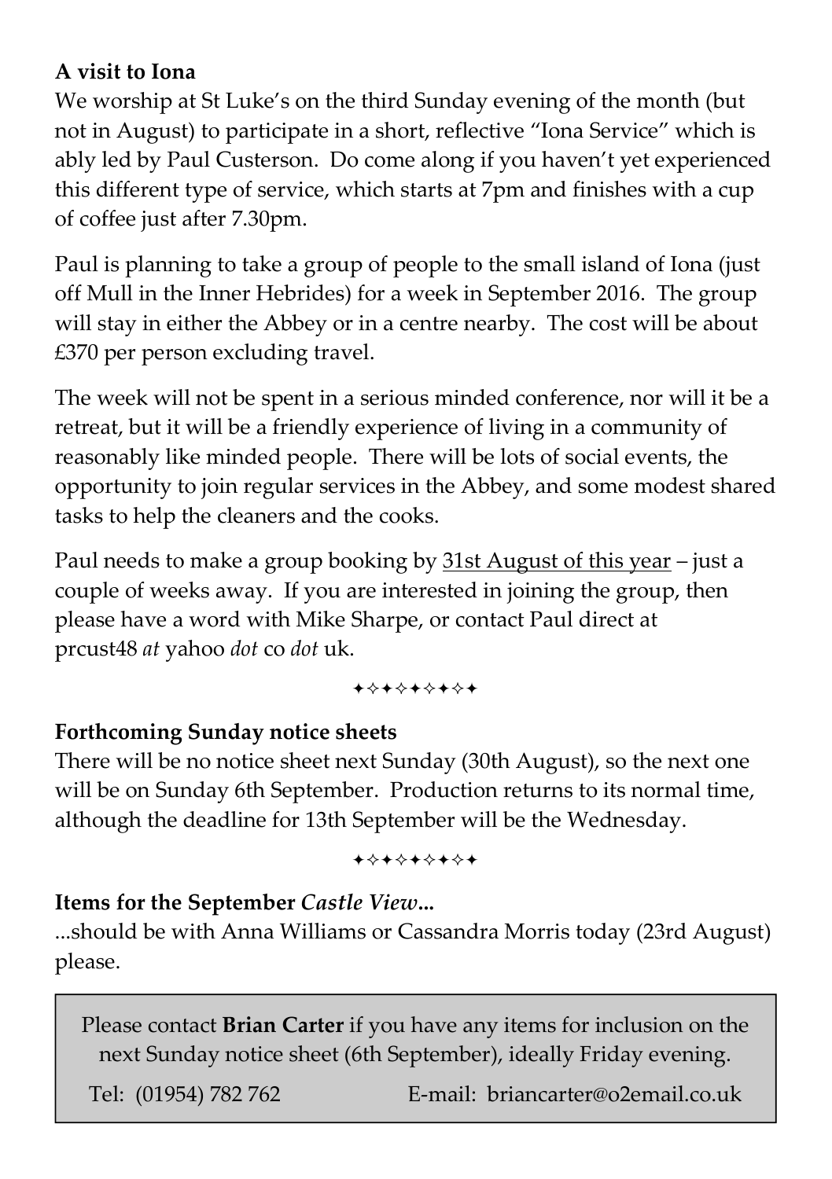**A visit to Iona**

We worship at St Luke's on the third Sunday evening of the month (but not in August) to participate in a short, reflective "Iona Service" which is ably led by Paul Custerson. Do come along if you haven't yet experienced this different type of service, which starts at 7pm and finishes with a cup of coffee just after 7.30pm.

Paul is planning to take a group of people to the small island of Iona (just off Mull in the Inner Hebrides) for a week in September 2016. The group will stay in either the Abbey or in a centre nearby. The cost will be about £370 per person excluding travel.

The week will not be spent in a serious minded conference, nor will it be a retreat, but it will be a friendly experience of living in a community of reasonably like minded people. There will be lots of social events, the opportunity to join regular services in the Abbey, and some modest shared tasks to help the cleaners and the cooks.

Paul needs to make a group booking by <u>31st August of this year</u> – just a couple of weeks away. If you are interested in joining the group, then please have a word with Mike Sharpe, or contact Paul direct at prcust48 *at* yahoo *dot* co *dot* uk.

✦✧✦✧✦✧✦✧✦

**Forthcoming Sunday notice sheets**

There will be no notice sheet next Sunday (30th August), so the next one will be on Sunday 6th September. Production returns to its normal time, although the deadline for 13th September will be the Wednesday.

✦✧✦✧✦✧✦✧✦

**Items for the September *Castle View*...**

...should be with Anna Williams or Cassandra Morris today (23rd August) please.

Please contact **Brian Carter** if you have any items for inclusion on the next Sunday notice sheet (6th September), ideally Friday evening.

Tel: (01954) 782 762 E-mail: briancarter@o2email.co.uk